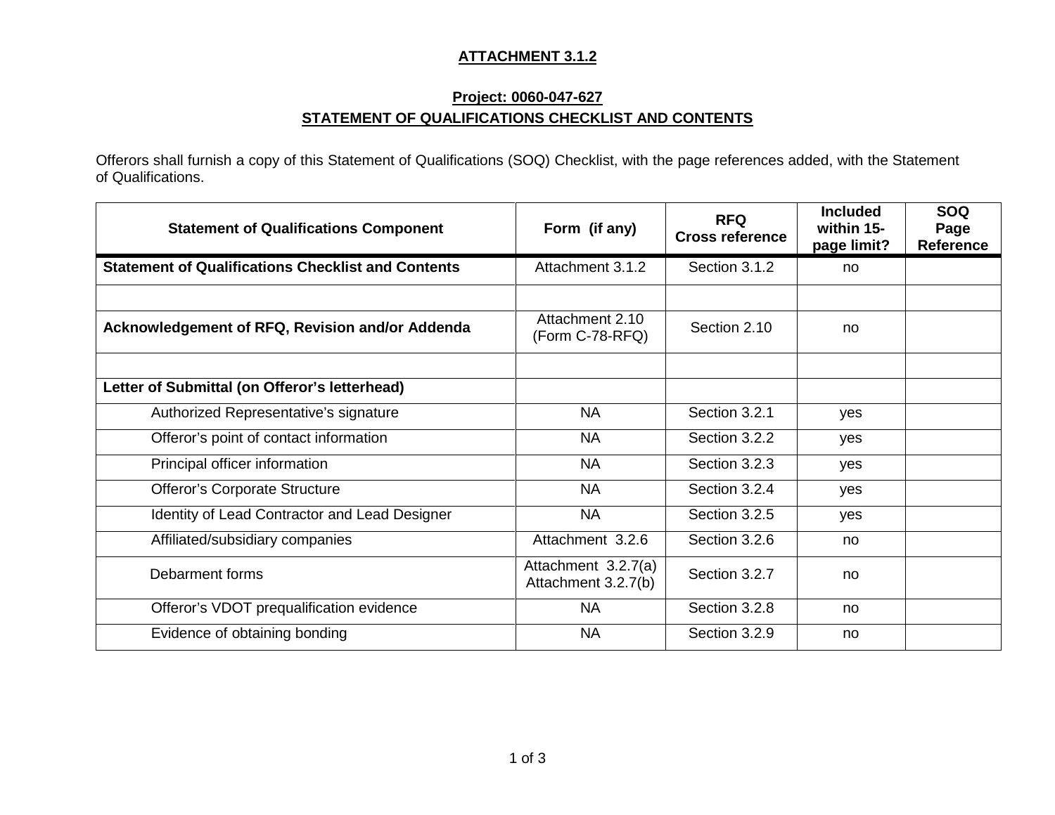**ATTACHMENT 3.1.2**

**Project: 0060-047-627**

**STATEMENT OF QUALIFICATIONS CHECKLIST AND CONTENTS**

Offerors shall furnish a copy of this Statement of Qualifications (SOQ) Checklist, with the page references added, with the Statement of Qualifications.

| Statement of Qualifications Component | Form (if any) | RFQ Cross reference | Included within 15-page limit? | SOQ Page Reference |
|---|---|---|---|---|
| **Statement of Qualifications Checklist and Contents** | Attachment 3.1.2 | Section 3.1.2 | no | |
| | | | | |
| **Acknowledgement of RFQ, Revision and/or Addenda** | Attachment 2.10 (Form C-78-RFQ) | Section 2.10 | no | |
| | | | | |
| **Letter of Submittal (on Offeror's letterhead)** | | | | |
| Authorized Representative's signature | NA | Section 3.2.1 | yes | |
| Offeror's point of contact information | NA | Section 3.2.2 | yes | |
| Principal officer information | NA | Section 3.2.3 | yes | |
| Offeror's Corporate Structure | NA | Section 3.2.4 | yes | |
| Identity of Lead Contractor and Lead Designer | NA | Section 3.2.5 | yes | |
| Affiliated/subsidiary companies | Attachment 3.2.6 | Section 3.2.6 | no | |
| Debarment forms | Attachment 3.2.7(a) Attachment 3.2.7(b) | Section 3.2.7 | no | |
| Offeror's VDOT prequalification evidence | NA | Section 3.2.8 | no | |
| Evidence of obtaining bonding | NA | Section 3.2.9 | no | |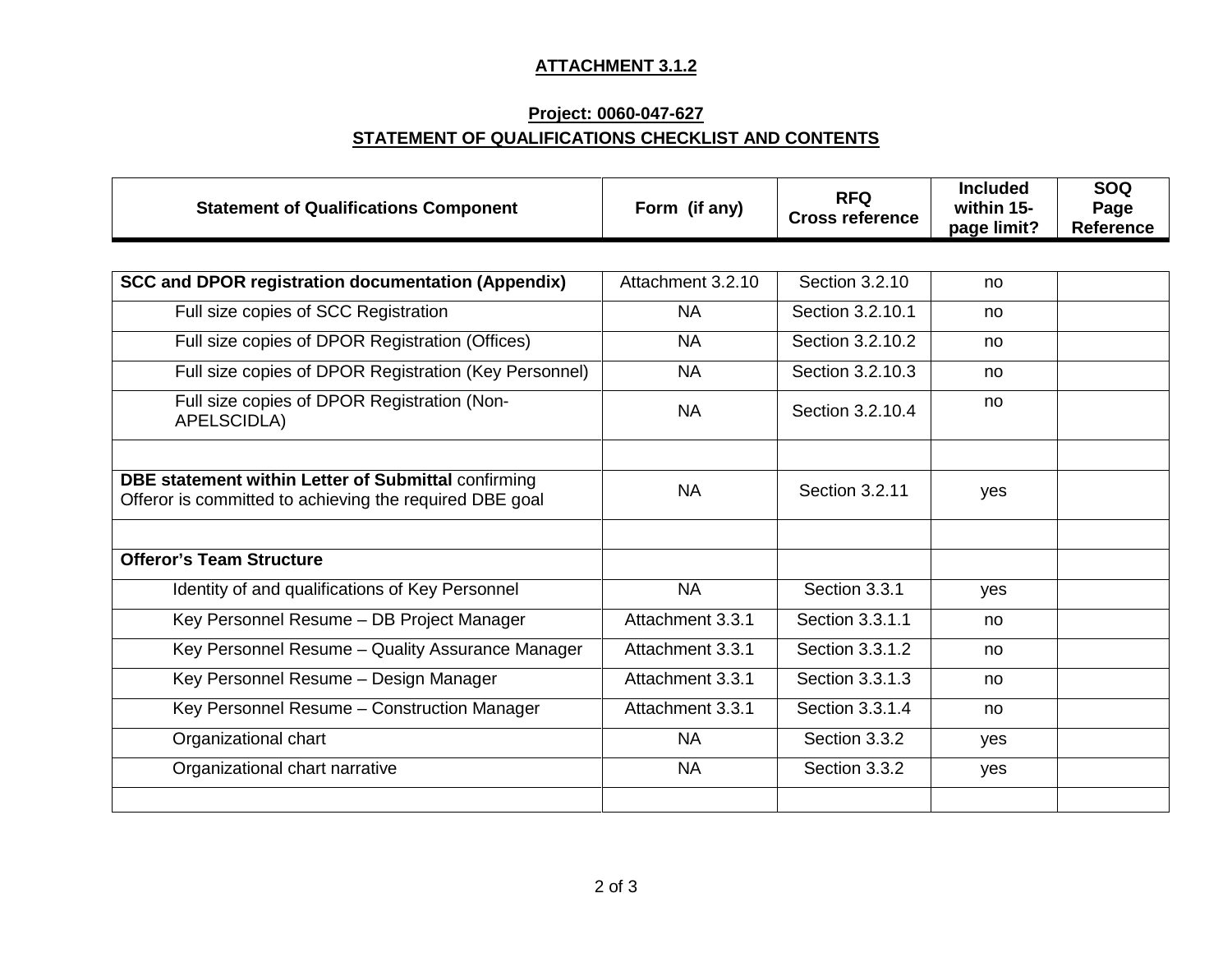**ATTACHMENT 3.1.2**

**Project: 0060-047-627**

**STATEMENT OF QUALIFICATIONS CHECKLIST AND CONTENTS**

| Statement of Qualifications Component | Form (if any) | RFQ Cross reference | Included within 15-page limit? | SOQ Page Reference |
|---|---|---|---|---|
| **SCC and DPOR registration documentation (Appendix)** | Attachment 3.2.10 | Section 3.2.10 | no | |
| Full size copies of SCC Registration | NA | Section 3.2.10.1 | no | |
| Full size copies of DPOR Registration (Offices) | NA | Section 3.2.10.2 | no | |
| Full size copies of DPOR Registration (Key Personnel) | NA | Section 3.2.10.3 | no | |
| Full size copies of DPOR Registration (Non-APELSCIDLA) | NA | Section 3.2.10.4 | no | |
| | | | | |
| **DBE statement within Letter of Submittal** confirming Offeror is committed to achieving the required DBE goal | NA | Section 3.2.11 | yes | |
| | | | | |
| **Offeror's Team Structure** | | | | |
| Identity of and qualifications of Key Personnel | NA | Section 3.3.1 | yes | |
| Key Personnel Resume – DB Project Manager | Attachment 3.3.1 | Section 3.3.1.1 | no | |
| Key Personnel Resume – Quality Assurance Manager | Attachment 3.3.1 | Section 3.3.1.2 | no | |
| Key Personnel Resume – Design Manager | Attachment 3.3.1 | Section 3.3.1.3 | no | |
| Key Personnel Resume – Construction Manager | Attachment 3.3.1 | Section 3.3.1.4 | no | |
| Organizational chart | NA | Section 3.3.2 | yes | |
| Organizational chart narrative | NA | Section 3.3.2 | yes | |
| | | | | |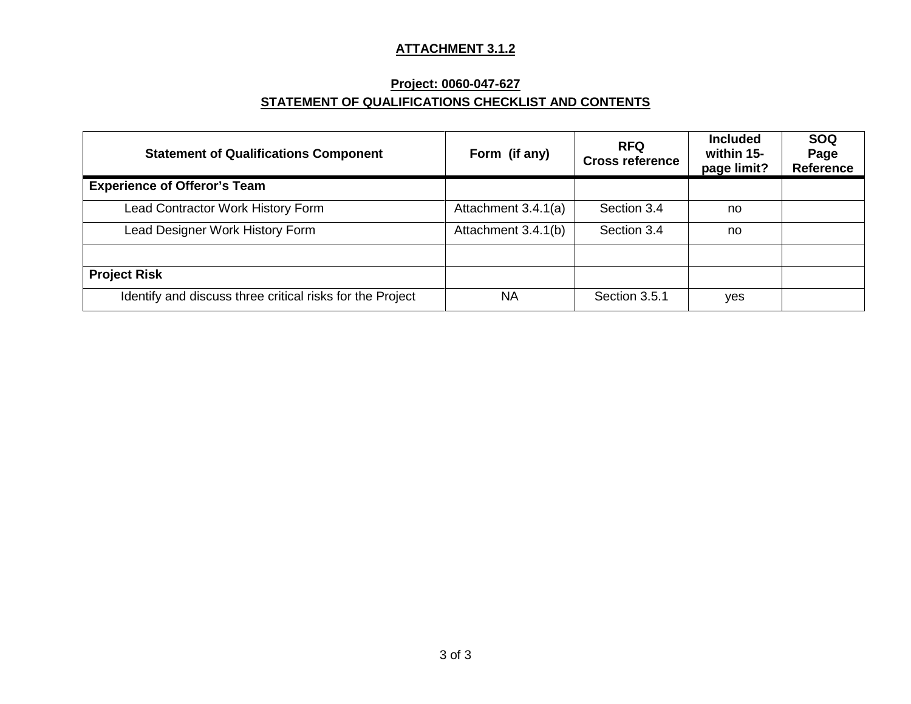**ATTACHMENT 3.1.2**

**Project: 0060-047-627**

**STATEMENT OF QUALIFICATIONS CHECKLIST AND CONTENTS**

| Statement of Qualifications Component | Form (if any) | RFQ Cross reference | Included within 15-page limit? | SOQ Page Reference |
|---|---|---|---|---|
| **Experience of Offeror's Team** | | | | |
| Lead Contractor Work History Form | Attachment 3.4.1(a) | Section 3.4 | no | |
| Lead Designer Work History Form | Attachment 3.4.1(b) | Section 3.4 | no | |
| | | | | |
| **Project Risk** | | | | |
| Identify and discuss three critical risks for the Project | NA | Section 3.5.1 | yes | |